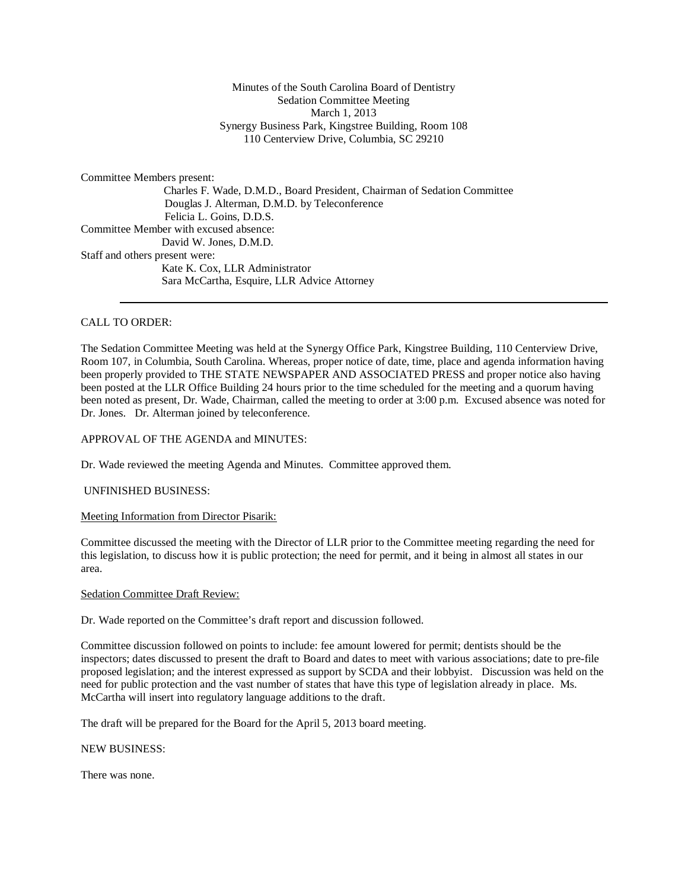Minutes of the South Carolina Board of Dentistry
Sedation Committee Meeting
March 1, 2013
Synergy Business Park, Kingstree Building, Room 108
110 Centerview Drive, Columbia, SC 29210

Committee Members present:

Charles F. Wade, D.M.D., Board President, Chairman of Sedation Committee
Douglas J. Alterman, D.M.D. by Teleconference
Felicia L. Goins, D.D.S.

Committee Member with excused absence:

David W. Jones, D.M.D.

Staff and others present were:

Kate K. Cox, LLR Administrator
Sara McCartha, Esquire, LLR Advice Attorney

---

CALL TO ORDER:

The Sedation Committee Meeting was held at the Synergy Office Park, Kingstree Building, 110 Centerview Drive, Room 107, in Columbia, South Carolina. Whereas, proper notice of date, time, place and agenda information having been properly provided to THE STATE NEWSPAPER AND ASSOCIATED PRESS and proper notice also having been posted at the LLR Office Building 24 hours prior to the time scheduled for the meeting and a quorum having been noted as present, Dr. Wade, Chairman, called the meeting to order at 3:00 p.m. Excused absence was noted for Dr. Jones. Dr. Alterman joined by teleconference.

APPROVAL OF THE AGENDA and MINUTES:

Dr. Wade reviewed the meeting Agenda and Minutes. Committee approved them.

UNFINISHED BUSINESS:

Meeting Information from Director Pisarik:

Committee discussed the meeting with the Director of LLR prior to the Committee meeting regarding the need for this legislation, to discuss how it is public protection; the need for permit, and it being in almost all states in our area.

Sedation Committee Draft Review:

Dr. Wade reported on the Committee's draft report and discussion followed.

Committee discussion followed on points to include: fee amount lowered for permit; dentists should be the inspectors; dates discussed to present the draft to Board and dates to meet with various associations; date to pre-file proposed legislation; and the interest expressed as support by SCDA and their lobbyist. Discussion was held on the need for public protection and the vast number of states that have this type of legislation already in place. Ms. McCartha will insert into regulatory language additions to the draft.

The draft will be prepared for the Board for the April 5, 2013 board meeting.

NEW BUSINESS:

There was none.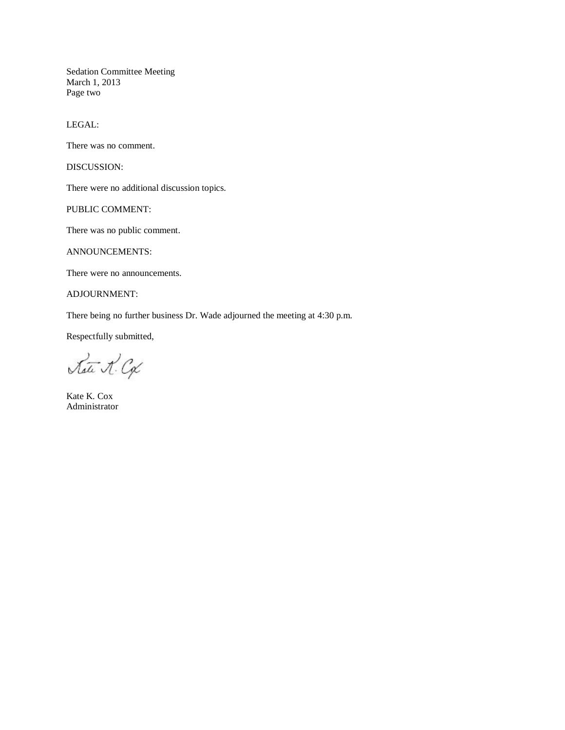LEGAL:

There was no comment.

DISCUSSION:

There were no additional discussion topics.

PUBLIC COMMENT:

There was no public comment.

ANNOUNCEMENTS:

There were no announcements.

ADJOURNMENT:

There being no further business Dr. Wade adjourned the meeting at 4:30 p.m.

Respectfully submitted,

Kate K. Cox

Kate K. Cox
Administrator